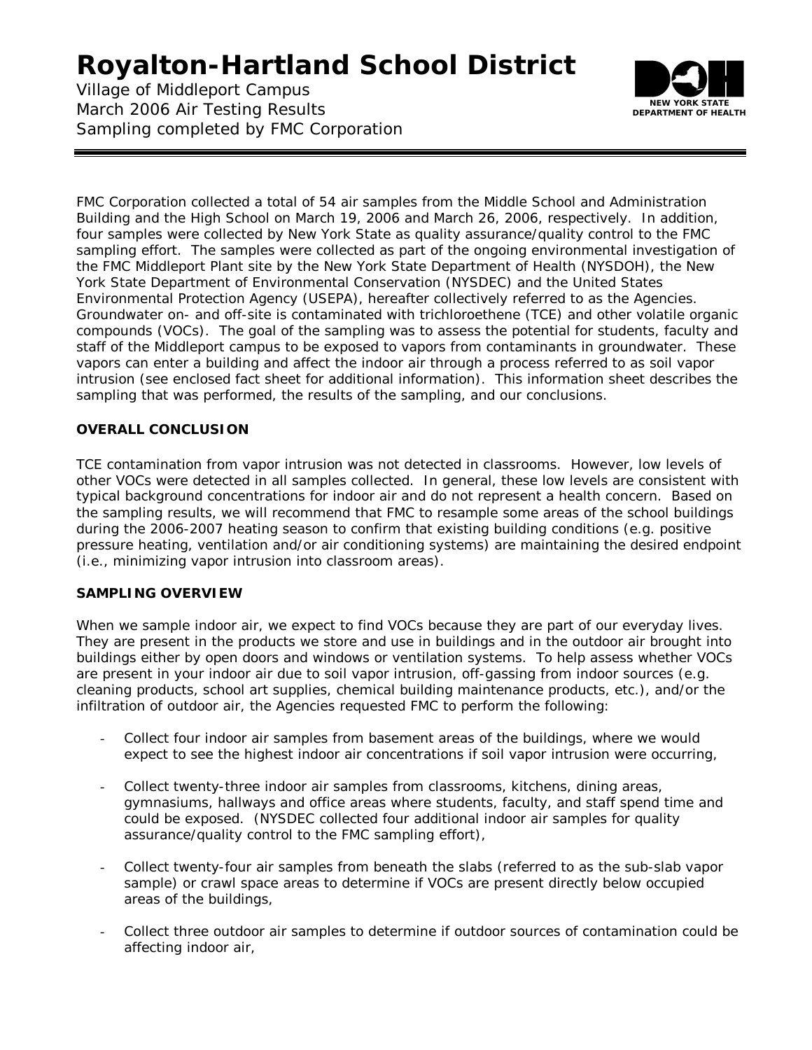# Royalton-Hartland School District

Village of Middleport Campus
March 2006 Air Testing Results
Sampling completed by FMC Corporation

NEW YORK STATE DEPARTMENT OF HEALTH

FMC Corporation collected a total of 54 air samples from the Middle School and Administration Building and the High School on March 19, 2006 and March 26, 2006, respectively. In addition, four samples were collected by New York State as quality assurance/quality control to the FMC sampling effort. The samples were collected as part of the ongoing environmental investigation of the FMC Middleport Plant site by the New York State Department of Health (NYSDOH), the New York State Department of Environmental Conservation (NYSDEC) and the United States Environmental Protection Agency (USEPA), hereafter collectively referred to as the Agencies. Groundwater on- and off-site is contaminated with trichloroethene (TCE) and other volatile organic compounds (VOCs). The goal of the sampling was to assess the potential for students, faculty and staff of the Middleport campus to be exposed to vapors from contaminants in groundwater. These vapors can enter a building and affect the indoor air through a process referred to as soil vapor intrusion (see enclosed fact sheet for additional information). This information sheet describes the sampling that was performed, the results of the sampling, and our conclusions.

**OVERALL CONCLUSION**

TCE contamination from vapor intrusion was not detected in classrooms. However, low levels of other VOCs were detected in all samples collected. In general, these low levels are consistent with typical background concentrations for indoor air and do not represent a health concern. Based on the sampling results, we will recommend that FMC to resample some areas of the school buildings during the 2006-2007 heating season to confirm that existing building conditions (e.g. positive pressure heating, ventilation and/or air conditioning systems) are maintaining the desired endpoint (i.e., minimizing vapor intrusion into classroom areas).

**SAMPLING OVERVIEW**

When we sample indoor air, we expect to find VOCs because they are part of our everyday lives. They are present in the products we store and use in buildings and in the outdoor air brought into buildings either by open doors and windows or ventilation systems. To help assess whether VOCs are present in your indoor air due to soil vapor intrusion, off-gassing from indoor sources (e.g. cleaning products, school art supplies, chemical building maintenance products, etc.), and/or the infiltration of outdoor air, the Agencies requested FMC to perform the following:

- Collect four indoor air samples from basement areas of the buildings, where we would expect to see the highest indoor air concentrations if soil vapor intrusion were occurring,
- Collect twenty-three indoor air samples from classrooms, kitchens, dining areas, gymnasiums, hallways and office areas where students, faculty, and staff spend time and could be exposed. (NYSDEC collected four additional indoor air samples for quality assurance/quality control to the FMC sampling effort),
- Collect twenty-four air samples from beneath the slabs (referred to as the sub-slab vapor sample) or crawl space areas to determine if VOCs are present directly below occupied areas of the buildings,
- Collect three outdoor air samples to determine if outdoor sources of contamination could be affecting indoor air,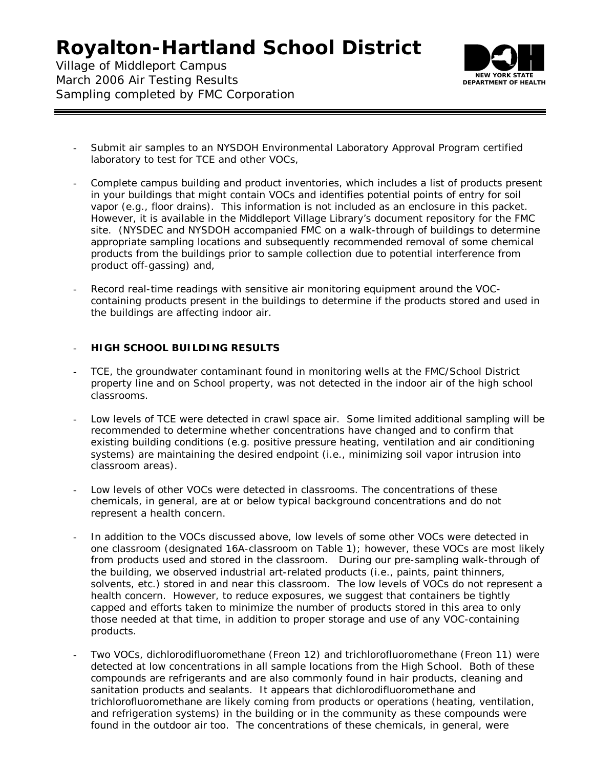- Submit air samples to an NYSDOH Environmental Laboratory Approval Program certified laboratory to test for TCE and other VOCs,
- Complete campus building and product inventories, which includes a list of products present in your buildings that might contain VOCs and identifies potential points of entry for soil vapor (e.g., floor drains). This information is not included as an enclosure in this packet. However, it is available in the Middleport Village Library's document repository for the FMC site. (NYSDEC and NYSDOH accompanied FMC on a walk-through of buildings to determine appropriate sampling locations and subsequently recommended removal of some chemical products from the buildings prior to sample collection due to potential interference from product off-gassing) and,
- Record real-time readings with sensitive air monitoring equipment around the VOC-containing products present in the buildings to determine if the products stored and used in the buildings are affecting indoor air.

- **HIGH SCHOOL BUILDING RESULTS**
- TCE, the groundwater contaminant found in monitoring wells at the FMC/School District property line and on School property, was not detected in the indoor air of the high school classrooms.
- Low levels of TCE were detected in crawl space air. Some limited additional sampling will be recommended to determine whether concentrations have changed and to confirm that existing building conditions (e.g. positive pressure heating, ventilation and air conditioning systems) are maintaining the desired endpoint (i.e., minimizing soil vapor intrusion into classroom areas).
- Low levels of other VOCs were detected in classrooms. The concentrations of these chemicals, in general, are at or below typical background concentrations and do not represent a health concern.
- In addition to the VOCs discussed above, low levels of some other VOCs were detected in one classroom (designated 16A-classroom on Table 1); however, these VOCs are most likely from products used and stored in the classroom. During our pre-sampling walk-through of the building, we observed industrial art-related products (i.e., paints, paint thinners, solvents, etc.) stored in and near this classroom. The low levels of VOCs do not represent a health concern. However, to reduce exposures, we suggest that containers be tightly capped and efforts taken to minimize the number of products stored in this area to only those needed at that time, in addition to proper storage and use of any VOC-containing products.
- Two VOCs, dichlorodifluoromethane (Freon 12) and trichlorofluoromethane (Freon 11) were detected at low concentrations in all sample locations from the High School. Both of these compounds are refrigerants and are also commonly found in hair products, cleaning and sanitation products and sealants. It appears that dichlorodifluoromethane and trichlorofluoromethane are likely coming from products or operations (heating, ventilation, and refrigeration systems) in the building or in the community as these compounds were found in the outdoor air too. The concentrations of these chemicals, in general, were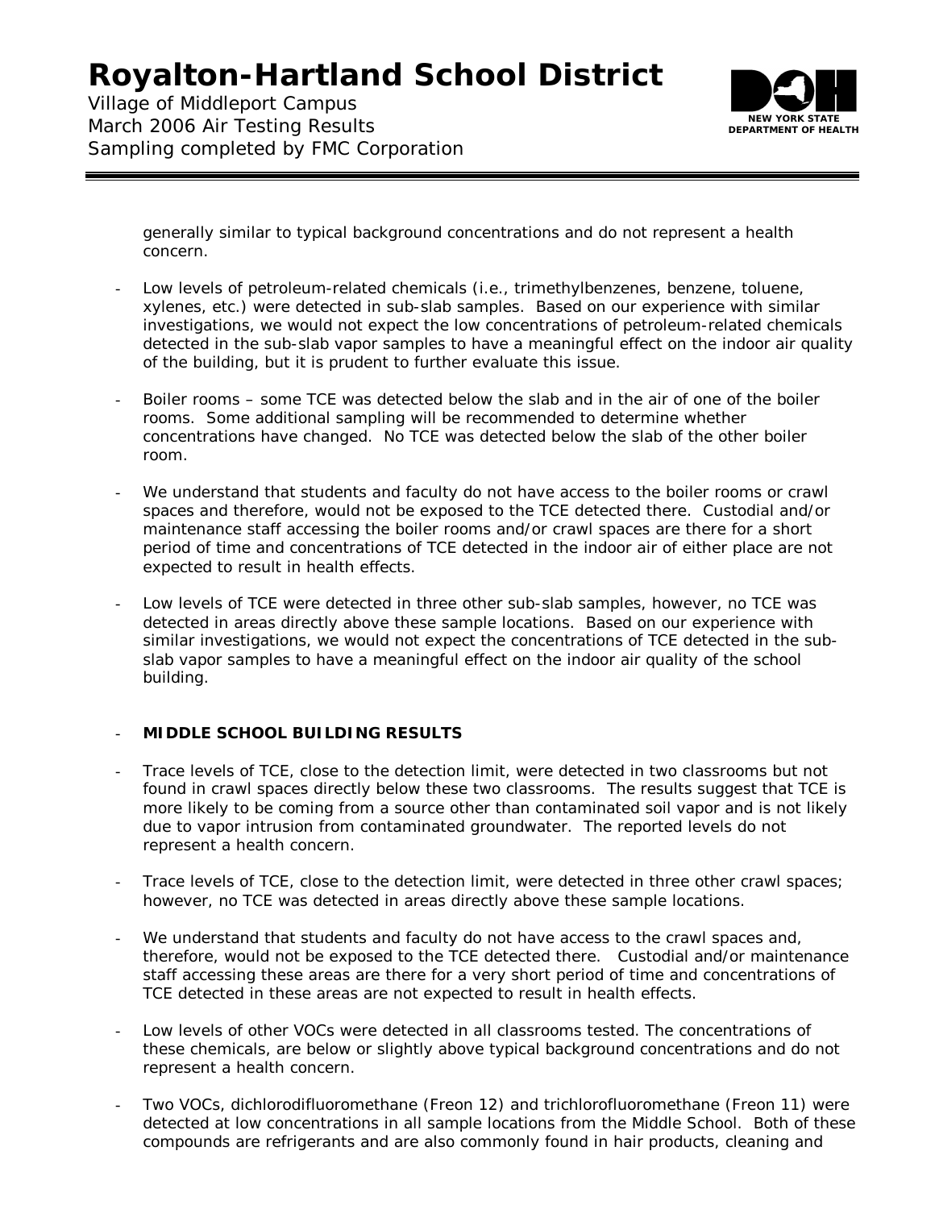generally similar to typical background concentrations and do not represent a health concern.

- Low levels of petroleum-related chemicals (i.e., trimethylbenzenes, benzene, toluene, xylenes, etc.) were detected in sub-slab samples. Based on our experience with similar investigations, we would not expect the low concentrations of petroleum-related chemicals detected in the sub-slab vapor samples to have a meaningful effect on the indoor air quality of the building, but it is prudent to further evaluate this issue.

- Boiler rooms – some TCE was detected below the slab and in the air of one of the boiler rooms. Some additional sampling will be recommended to determine whether concentrations have changed. No TCE was detected below the slab of the other boiler room.

- We understand that students and faculty do not have access to the boiler rooms or crawl spaces and therefore, would not be exposed to the TCE detected there. Custodial and/or maintenance staff accessing the boiler rooms and/or crawl spaces are there for a short period of time and concentrations of TCE detected in the indoor air of either place are not expected to result in health effects.

- Low levels of TCE were detected in three other sub-slab samples, however, no TCE was detected in areas directly above these sample locations. Based on our experience with similar investigations, we would not expect the concentrations of TCE detected in the sub-slab vapor samples to have a meaningful effect on the indoor air quality of the school building.

- **MIDDLE SCHOOL BUILDING RESULTS**

- Trace levels of TCE, close to the detection limit, were detected in two classrooms but not found in crawl spaces directly below these two classrooms. The results suggest that TCE is more likely to be coming from a source other than contaminated soil vapor and is not likely due to vapor intrusion from contaminated groundwater. The reported levels do not represent a health concern.

- Trace levels of TCE, close to the detection limit, were detected in three other crawl spaces; however, no TCE was detected in areas directly above these sample locations.

- We understand that students and faculty do not have access to the crawl spaces and, therefore, would not be exposed to the TCE detected there. Custodial and/or maintenance staff accessing these areas are there for a very short period of time and concentrations of TCE detected in these areas are not expected to result in health effects.

- Low levels of other VOCs were detected in all classrooms tested. The concentrations of these chemicals, are below or slightly above typical background concentrations and do not represent a health concern.

- Two VOCs, dichlorodifluoromethane (Freon 12) and trichlorofluoromethane (Freon 11) were detected at low concentrations in all sample locations from the Middle School. Both of these compounds are refrigerants and are also commonly found in hair products, cleaning and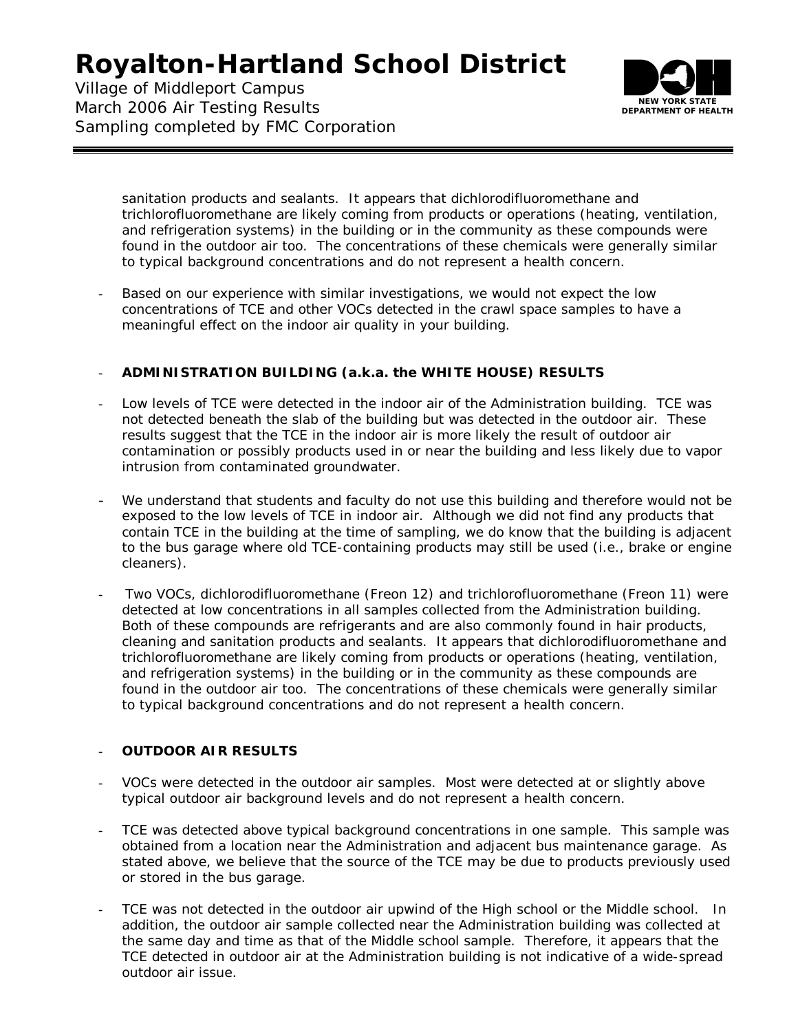sanitation products and sealants. It appears that dichlorodifluoromethane and trichlorofluoromethane are likely coming from products or operations (heating, ventilation, and refrigeration systems) in the building or in the community as these compounds were found in the outdoor air too. The concentrations of these chemicals were generally similar to typical background concentrations and do not represent a health concern.

- Based on our experience with similar investigations, we would not expect the low concentrations of TCE and other VOCs detected in the crawl space samples to have a meaningful effect on the indoor air quality in your building.

- **ADMINISTRATION BUILDING (a.k.a. the WHITE HOUSE) RESULTS**

- Low levels of TCE were detected in the indoor air of the Administration building. TCE was not detected beneath the slab of the building but was detected in the outdoor air. These results suggest that the TCE in the indoor air is more likely the result of outdoor air contamination or possibly products used in or near the building and less likely due to vapor intrusion from contaminated groundwater.

- We understand that students and faculty do not use this building and therefore would not be exposed to the low levels of TCE in indoor air. Although we did not find any products that contain TCE in the building at the time of sampling, we do know that the building is adjacent to the bus garage where old TCE-containing products may still be used (i.e., brake or engine cleaners).

- Two VOCs, dichlorodifluoromethane (Freon 12) and trichlorofluoromethane (Freon 11) were detected at low concentrations in all samples collected from the Administration building. Both of these compounds are refrigerants and are also commonly found in hair products, cleaning and sanitation products and sealants. It appears that dichlorodifluoromethane and trichlorofluoromethane are likely coming from products or operations (heating, ventilation, and refrigeration systems) in the building or in the community as these compounds are found in the outdoor air too. The concentrations of these chemicals were generally similar to typical background concentrations and do not represent a health concern.

- **OUTDOOR AIR RESULTS**

- VOCs were detected in the outdoor air samples. Most were detected at or slightly above typical outdoor air background levels and do not represent a health concern.

- TCE was detected above typical background concentrations in one sample. This sample was obtained from a location near the Administration and adjacent bus maintenance garage. As stated above, we believe that the source of the TCE may be due to products previously used or stored in the bus garage.

- TCE was not detected in the outdoor air upwind of the High school or the Middle school. In addition, the outdoor air sample collected near the Administration building was collected at the same day and time as that of the Middle school sample. Therefore, it appears that the TCE detected in outdoor air at the Administration building is not indicative of a wide-spread outdoor air issue.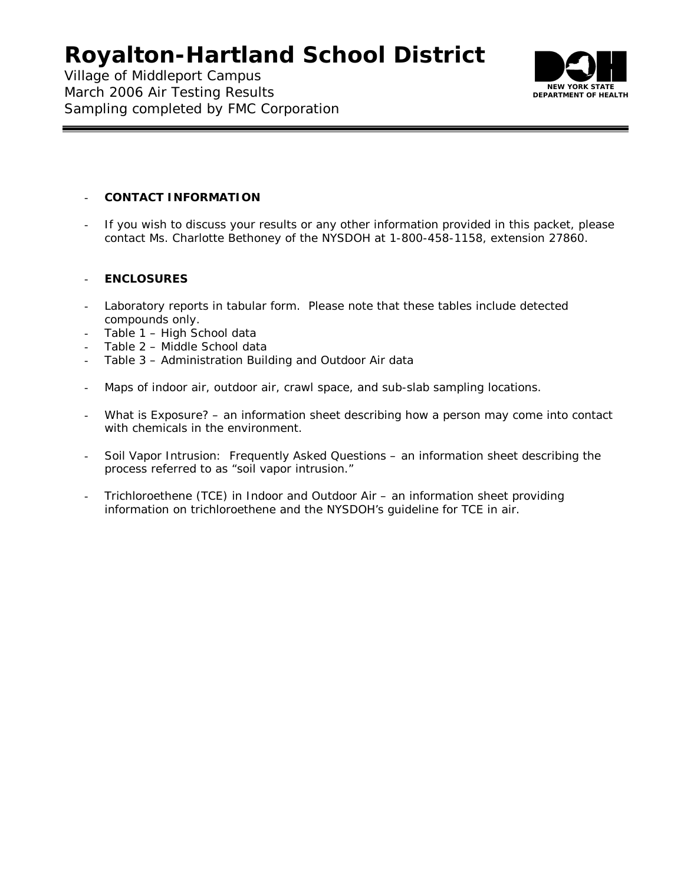# Royalton-Hartland School District

Village of Middleport Campus
March 2006 Air Testing Results
Sampling completed by FMC Corporation

NEW YORK STATE DEPARTMENT OF HEALTH

- **CONTACT INFORMATION**

- If you wish to discuss your results or any other information provided in this packet, please contact Ms. Charlotte Bethoney of the NYSDOH at 1-800-458-1158, extension 27860.

- **ENCLOSURES**

- Laboratory reports in tabular form. Please note that these tables include detected compounds only.
- Table 1 – High School data
- Table 2 – Middle School data
- Table 3 – Administration Building and Outdoor Air data

- Maps of indoor air, outdoor air, crawl space, and sub-slab sampling locations.

- What is Exposure? – an information sheet describing how a person may come into contact with chemicals in the environment.

- Soil Vapor Intrusion: Frequently Asked Questions – an information sheet describing the process referred to as "soil vapor intrusion."

- Trichloroethene (TCE) in Indoor and Outdoor Air – an information sheet providing information on trichloroethene and the NYSDOH's guideline for TCE in air.